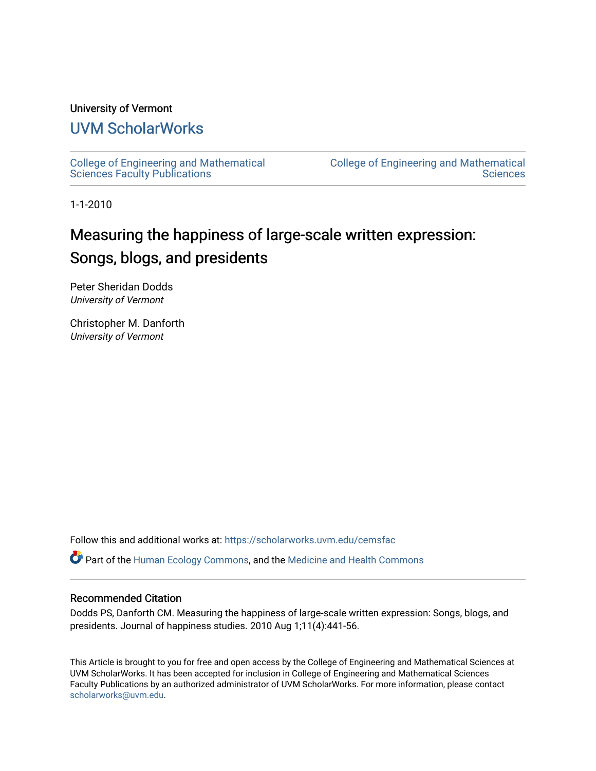University of Vermont

# UVM ScholarWorks

College of Engineering and Mathematical Sciences Faculty Publications

College of Engineering and Mathematical Sciences

1-1-2010

# Measuring the happiness of large-scale written expression: Songs, blogs, and presidents

Peter Sheridan Dodds
*University of Vermont*

Christopher M. Danforth
*University of Vermont*

Follow this and additional works at: https://scholarworks.uvm.edu/cemsfac

Part of the Human Ecology Commons, and the Medicine and Health Commons

## Recommended Citation

Dodds PS, Danforth CM. Measuring the happiness of large-scale written expression: Songs, blogs, and presidents. Journal of happiness studies. 2010 Aug 1;11(4):441-56.

This Article is brought to you for free and open access by the College of Engineering and Mathematical Sciences at UVM ScholarWorks. It has been accepted for inclusion in College of Engineering and Mathematical Sciences Faculty Publications by an authorized administrator of UVM ScholarWorks. For more information, please contact scholarworks@uvm.edu.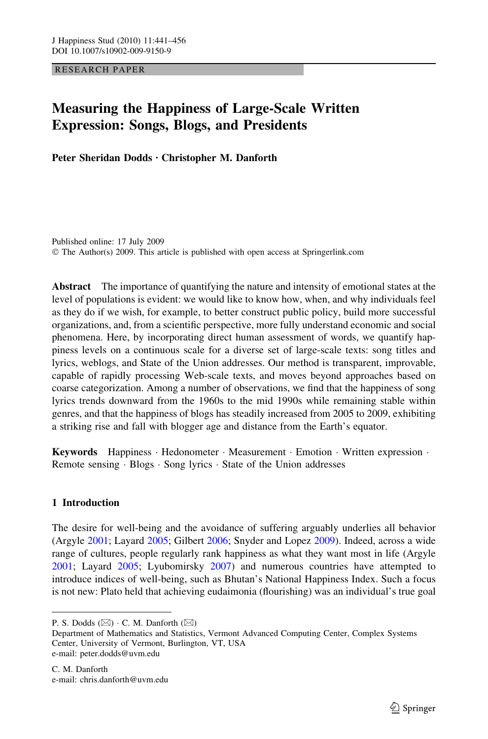RESEARCH PAPER

# Measuring the Happiness of Large-Scale Written Expression: Songs, Blogs, and Presidents

**Peter Sheridan Dodds · Christopher M. Danforth**

Published online: 17 July 2009
© The Author(s) 2009. This article is published with open access at Springerlink.com

**Abstract** The importance of quantifying the nature and intensity of emotional states at the level of populations is evident: we would like to know how, when, and why individuals feel as they do if we wish, for example, to better construct public policy, build more successful organizations, and, from a scientific perspective, more fully understand economic and social phenomena. Here, by incorporating direct human assessment of words, we quantify happiness levels on a continuous scale for a diverse set of large-scale texts: song titles and lyrics, weblogs, and State of the Union addresses. Our method is transparent, improvable, capable of rapidly processing Web-scale texts, and moves beyond approaches based on coarse categorization. Among a number of observations, we find that the happiness of song lyrics trends downward from the 1960s to the mid 1990s while remaining stable within genres, and that the happiness of blogs has steadily increased from 2005 to 2009, exhibiting a striking rise and fall with blogger age and distance from the Earth's equator.

**Keywords** Happiness · Hedonometer · Measurement · Emotion · Written expression · Remote sensing · Blogs · Song lyrics · State of the Union addresses

## 1 Introduction

The desire for well-being and the avoidance of suffering arguably underlies all behavior (Argyle 2001; Layard 2005; Gilbert 2006; Snyder and Lopez 2009). Indeed, across a wide range of cultures, people regularly rank happiness as what they want most in life (Argyle 2001; Layard 2005; Lyubomirsky 2007) and numerous countries have attempted to introduce indices of well-being, such as Bhutan's National Happiness Index. Such a focus is not new: Plato held that achieving eudaimonia (flourishing) was an individual's true goal

---

P. S. Dodds (✉) · C. M. Danforth (✉)
Department of Mathematics and Statistics, Vermont Advanced Computing Center, Complex Systems Center, University of Vermont, Burlington, VT, USA
e-mail: peter.dodds@uvm.edu

C. M. Danforth
e-mail: chris.danforth@uvm.edu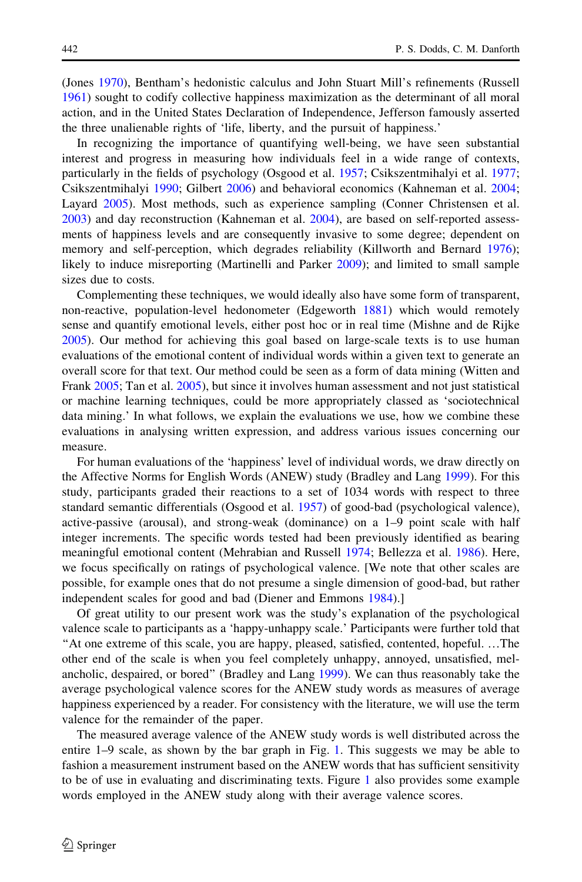(Jones 1970), Bentham's hedonistic calculus and John Stuart Mill's refinements (Russell 1961) sought to codify collective happiness maximization as the determinant of all moral action, and in the United States Declaration of Independence, Jefferson famously asserted the three unalienable rights of 'life, liberty, and the pursuit of happiness.'

In recognizing the importance of quantifying well-being, we have seen substantial interest and progress in measuring how individuals feel in a wide range of contexts, particularly in the fields of psychology (Osgood et al. 1957; Csikszentmihalyi et al. 1977; Csikszentmihalyi 1990; Gilbert 2006) and behavioral economics (Kahneman et al. 2004; Layard 2005). Most methods, such as experience sampling (Conner Christensen et al. 2003) and day reconstruction (Kahneman et al. 2004), are based on self-reported assessments of happiness levels and are consequently invasive to some degree; dependent on memory and self-perception, which degrades reliability (Killworth and Bernard 1976); likely to induce misreporting (Martinelli and Parker 2009); and limited to small sample sizes due to costs.

Complementing these techniques, we would ideally also have some form of transparent, non-reactive, population-level hedonometer (Edgeworth 1881) which would remotely sense and quantify emotional levels, either post hoc or in real time (Mishne and de Rijke 2005). Our method for achieving this goal based on large-scale texts is to use human evaluations of the emotional content of individual words within a given text to generate an overall score for that text. Our method could be seen as a form of data mining (Witten and Frank 2005; Tan et al. 2005), but since it involves human assessment and not just statistical or machine learning techniques, could be more appropriately classed as 'sociotechnical data mining.' In what follows, we explain the evaluations we use, how we combine these evaluations in analysing written expression, and address various issues concerning our measure.

For human evaluations of the 'happiness' level of individual words, we draw directly on the Affective Norms for English Words (ANEW) study (Bradley and Lang 1999). For this study, participants graded their reactions to a set of 1034 words with respect to three standard semantic differentials (Osgood et al. 1957) of good-bad (psychological valence), active-passive (arousal), and strong-weak (dominance) on a 1–9 point scale with half integer increments. The specific words tested had been previously identified as bearing meaningful emotional content (Mehrabian and Russell 1974; Bellezza et al. 1986). Here, we focus specifically on ratings of psychological valence. [We note that other scales are possible, for example ones that do not presume a single dimension of good-bad, but rather independent scales for good and bad (Diener and Emmons 1984).]

Of great utility to our present work was the study's explanation of the psychological valence scale to participants as a 'happy-unhappy scale.' Participants were further told that "At one extreme of this scale, you are happy, pleased, satisfied, contented, hopeful. …The other end of the scale is when you feel completely unhappy, annoyed, unsatisfied, melancholic, despaired, or bored" (Bradley and Lang 1999). We can thus reasonably take the average psychological valence scores for the ANEW study words as measures of average happiness experienced by a reader. For consistency with the literature, we will use the term valence for the remainder of the paper.

The measured average valence of the ANEW study words is well distributed across the entire 1–9 scale, as shown by the bar graph in Fig. 1. This suggests we may be able to fashion a measurement instrument based on the ANEW words that has sufficient sensitivity to be of use in evaluating and discriminating texts. Figure 1 also provides some example words employed in the ANEW study along with their average valence scores.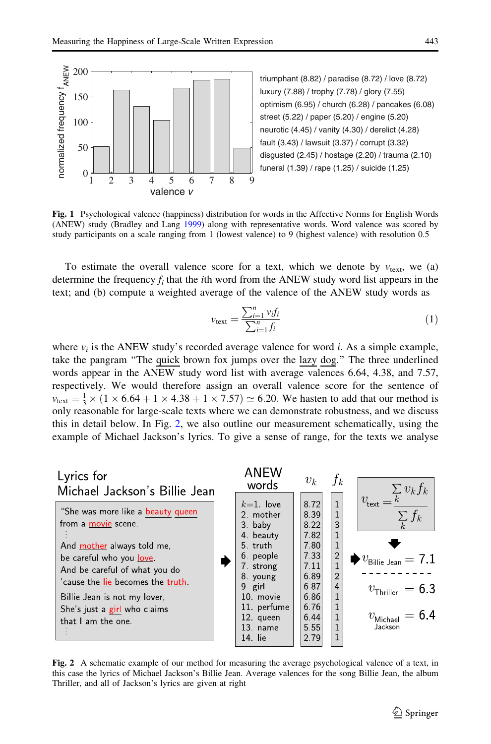normalized frequency $f_{ANEW}$

200

150

100

50

0

1 2 3 4 5 6 7 8 9

valence $v$

triumphant (8.82) / paradise (8.72) / love (8.72)
luxury (7.88) / trophy (7.78) / glory (7.55)
optimism (6.95) / church (6.28) / pancakes (6.08)
street (5.22) / paper (5.20) / engine (5.20)
neurotic (4.45) / vanity (4.30) / derelict (4.28)
fault (3.43) / lawsuit (3.37) / corrupt (3.32)
disgusted (2.45) / hostage (2.20) / trauma (2.10)
funeral (1.39) / rape (1.25) / suicide (1.25)

**Fig. 1** Psychological valence (happiness) distribution for words in the Affective Norms for English Words (ANEW) study (Bradley and Lang 1999) along with representative words. Word valence was scored by study participants on a scale ranging from 1 (lowest valence) to 9 (highest valence) with resolution 0.5

To estimate the overall valence score for a text, which we denote by $v_{\text{text}}$, we (a) determine the frequency $f_i$ that the $i$th word from the ANEW study word list appears in the text; and (b) compute a weighted average of the valence of the ANEW study words as

$$v_{\text{text}} = \frac{\sum_{i=1}^{n} v_i f_i}{\sum_{i=1}^{n} f_i} \tag{1}$$

where $v_i$ is the ANEW study's recorded average valence for word $i$. As a simple example, take the pangram "The quick brown fox jumps over the lazy dog." The three underlined words appear in the ANEW study word list with average valences 6.64, 4.38, and 7.57, respectively. We would therefore assign an overall valence score for the sentence of $v_{\text{text}} = \frac{1}{3} \times (1 \times 6.64 + 1 \times 4.38 + 1 \times 7.57) \simeq 6.20$. We hasten to add that our method is only reasonable for large-scale texts where we can demonstrate robustness, and we discuss this in detail below. In Fig. 2, we also outline our measurement schematically, using the example of Michael Jackson's lyrics. To give a sense of range, for the texts we analyse

Lyrics for
Michael Jackson's Billie Jean

"She was more like a beauty queen
from a movie scene.
⋮
And mother always told me,
be careful who you love.
And be careful of what you do
'cause the lie becomes the truth.
Billie Jean is not my lover,
She's just a girl who claims
that I am the one.
⋮

ANEW words | $v_k$ | $f_k$
$k$=1. love | 8.72 | 1
2. mother | 8.39 | 1
3. baby | 8.22 | 3
4. beauty | 7.82 | 1
5. truth | 7.80 | 1
6. people | 7.33 | 2
7. strong | 7.11 | 1
8. young | 6.89 | 2
9. girl | 6.87 | 4
10. movie | 6.86 | 1
11. perfume | 6.76 | 1
12. queen | 6.44 | 1
13. name | 5.55 | 1
14. lie | 2.79 | 1

$v_{\text{text}} = \frac{\sum_k v_k f_k}{\sum_k f_k}$

$v_{\text{Billie Jean}} = 7.1$

$v_{\text{Thriller}} = 6.3$

$v_{\text{Michael Jackson}} = 6.4$

**Fig. 2** A schematic example of our method for measuring the average psychological valence of a text, in this case the lyrics of Michael Jackson's Billie Jean. Average valences for the song Billie Jean, the album Thriller, and all of Jackson's lyrics are given at right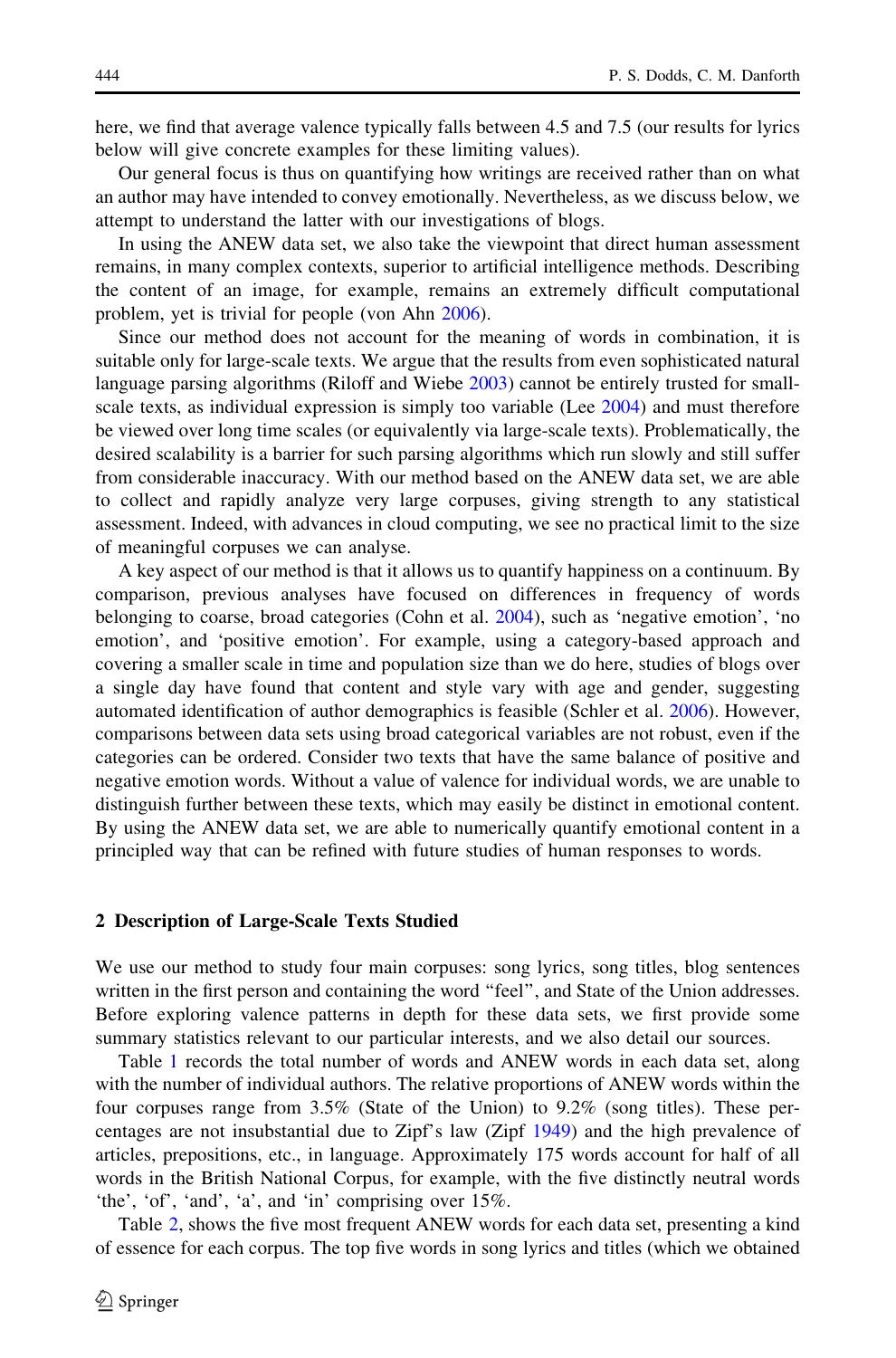here, we find that average valence typically falls between 4.5 and 7.5 (our results for lyrics below will give concrete examples for these limiting values).

Our general focus is thus on quantifying how writings are received rather than on what an author may have intended to convey emotionally. Nevertheless, as we discuss below, we attempt to understand the latter with our investigations of blogs.

In using the ANEW data set, we also take the viewpoint that direct human assessment remains, in many complex contexts, superior to artificial intelligence methods. Describing the content of an image, for example, remains an extremely difficult computational problem, yet is trivial for people (von Ahn 2006).

Since our method does not account for the meaning of words in combination, it is suitable only for large-scale texts. We argue that the results from even sophisticated natural language parsing algorithms (Riloff and Wiebe 2003) cannot be entirely trusted for small-scale texts, as individual expression is simply too variable (Lee 2004) and must therefore be viewed over long time scales (or equivalently via large-scale texts). Problematically, the desired scalability is a barrier for such parsing algorithms which run slowly and still suffer from considerable inaccuracy. With our method based on the ANEW data set, we are able to collect and rapidly analyze very large corpuses, giving strength to any statistical assessment. Indeed, with advances in cloud computing, we see no practical limit to the size of meaningful corpuses we can analyse.

A key aspect of our method is that it allows us to quantify happiness on a continuum. By comparison, previous analyses have focused on differences in frequency of words belonging to coarse, broad categories (Cohn et al. 2004), such as 'negative emotion', 'no emotion', and 'positive emotion'. For example, using a category-based approach and covering a smaller scale in time and population size than we do here, studies of blogs over a single day have found that content and style vary with age and gender, suggesting automated identification of author demographics is feasible (Schler et al. 2006). However, comparisons between data sets using broad categorical variables are not robust, even if the categories can be ordered. Consider two texts that have the same balance of positive and negative emotion words. Without a value of valence for individual words, we are unable to distinguish further between these texts, which may easily be distinct in emotional content. By using the ANEW data set, we are able to numerically quantify emotional content in a principled way that can be refined with future studies of human responses to words.

## 2 Description of Large-Scale Texts Studied

We use our method to study four main corpuses: song lyrics, song titles, blog sentences written in the first person and containing the word "feel", and State of the Union addresses. Before exploring valence patterns in depth for these data sets, we first provide some summary statistics relevant to our particular interests, and we also detail our sources.

Table 1 records the total number of words and ANEW words in each data set, along with the number of individual authors. The relative proportions of ANEW words within the four corpuses range from 3.5% (State of the Union) to 9.2% (song titles). These percentages are not insubstantial due to Zipf's law (Zipf 1949) and the high prevalence of articles, prepositions, etc., in language. Approximately 175 words account for half of all words in the British National Corpus, for example, with the five distinctly neutral words 'the', 'of', 'and', 'a', and 'in' comprising over 15%.

Table 2, shows the five most frequent ANEW words for each data set, presenting a kind of essence for each corpus. The top five words in song lyrics and titles (which we obtained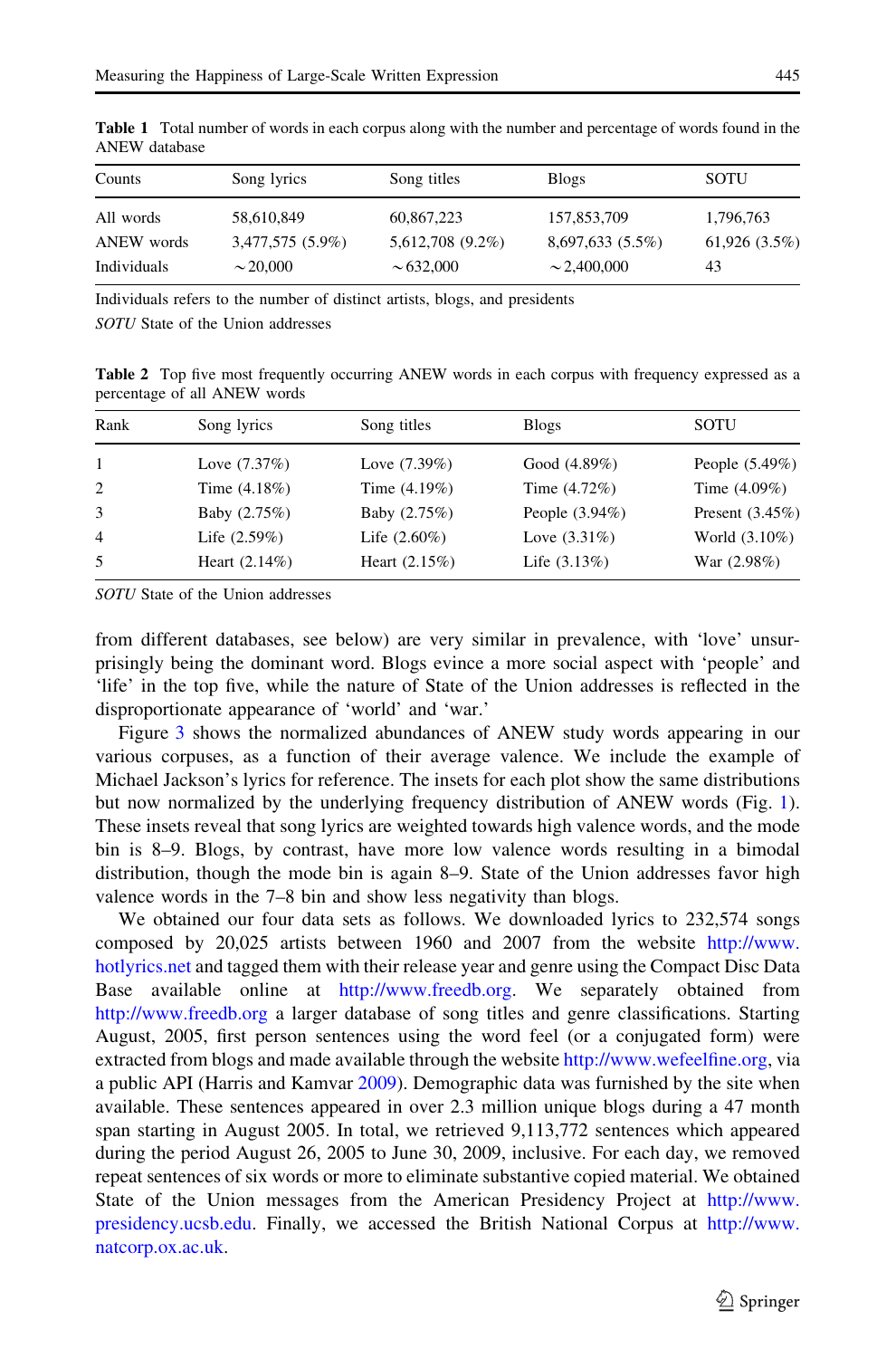**Table 1** Total number of words in each corpus along with the number and percentage of words found in the ANEW database

| Counts | Song lyrics | Song titles | Blogs | SOTU |
|---|---|---|---|---|
| All words | 58,610,849 | 60,867,223 | 157,853,709 | 1,796,763 |
| ANEW words | 3,477,575 (5.9%) | 5,612,708 (9.2%) | 8,697,633 (5.5%) | 61,926 (3.5%) |
| Individuals | ~20,000 | ~632,000 | ~2,400,000 | 43 |

Individuals refers to the number of distinct artists, blogs, and presidents

*SOTU* State of the Union addresses

**Table 2** Top five most frequently occurring ANEW words in each corpus with frequency expressed as a percentage of all ANEW words

| Rank | Song lyrics | Song titles | Blogs | SOTU |
|---|---|---|---|---|
| 1 | Love (7.37%) | Love (7.39%) | Good (4.89%) | People (5.49%) |
| 2 | Time (4.18%) | Time (4.19%) | Time (4.72%) | Time (4.09%) |
| 3 | Baby (2.75%) | Baby (2.75%) | People (3.94%) | Present (3.45%) |
| 4 | Life (2.59%) | Life (2.60%) | Love (3.31%) | World (3.10%) |
| 5 | Heart (2.14%) | Heart (2.15%) | Life (3.13%) | War (2.98%) |

*SOTU* State of the Union addresses

from different databases, see below) are very similar in prevalence, with 'love' unsurprisingly being the dominant word. Blogs evince a more social aspect with 'people' and 'life' in the top five, while the nature of State of the Union addresses is reflected in the disproportionate appearance of 'world' and 'war.'

Figure 3 shows the normalized abundances of ANEW study words appearing in our various corpuses, as a function of their average valence. We include the example of Michael Jackson's lyrics for reference. The insets for each plot show the same distributions but now normalized by the underlying frequency distribution of ANEW words (Fig. 1). These insets reveal that song lyrics are weighted towards high valence words, and the mode bin is 8–9. Blogs, by contrast, have more low valence words resulting in a bimodal distribution, though the mode bin is again 8–9. State of the Union addresses favor high valence words in the 7–8 bin and show less negativity than blogs.

We obtained our four data sets as follows. We downloaded lyrics to 232,574 songs composed by 20,025 artists between 1960 and 2007 from the website http://www.hotlyrics.net and tagged them with their release year and genre using the Compact Disc Data Base available online at http://www.freedb.org. We separately obtained from http://www.freedb.org a larger database of song titles and genre classifications. Starting August, 2005, first person sentences using the word feel (or a conjugated form) were extracted from blogs and made available through the website http://www.wefeelfine.org, via a public API (Harris and Kamvar 2009). Demographic data was furnished by the site when available. These sentences appeared in over 2.3 million unique blogs during a 47 month span starting in August 2005. In total, we retrieved 9,113,772 sentences which appeared during the period August 26, 2005 to June 30, 2009, inclusive. For each day, we removed repeat sentences of six words or more to eliminate substantive copied material. We obtained State of the Union messages from the American Presidency Project at http://www.presidency.ucsb.edu. Finally, we accessed the British National Corpus at http://www.natcorp.ox.ac.uk.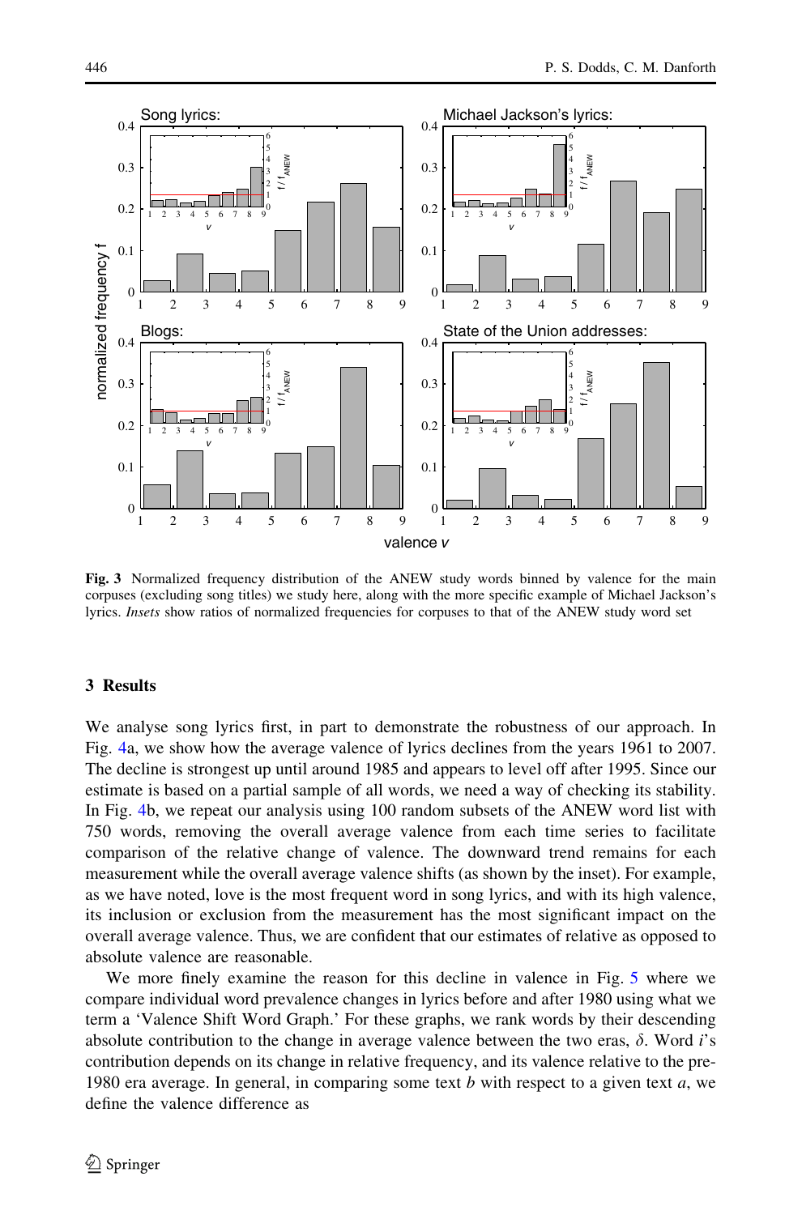Fig. 3 Normalized frequency distribution of the ANEW study words binned by valence for the main corpuses (excluding song titles) we study here, along with the more specific example of Michael Jackson's lyrics. *Insets* show ratios of normalized frequencies for corpuses to that of the ANEW study word set

## 3 Results

We analyse song lyrics first, in part to demonstrate the robustness of our approach. In Fig. 4a, we show how the average valence of lyrics declines from the years 1961 to 2007. The decline is strongest up until around 1985 and appears to level off after 1995. Since our estimate is based on a partial sample of all words, we need a way of checking its stability. In Fig. 4b, we repeat our analysis using 100 random subsets of the ANEW word list with 750 words, removing the overall average valence from each time series to facilitate comparison of the relative change of valence. The downward trend remains for each measurement while the overall average valence shifts (as shown by the inset). For example, as we have noted, love is the most frequent word in song lyrics, and with its high valence, its inclusion or exclusion from the measurement has the most significant impact on the overall average valence. Thus, we are confident that our estimates of relative as opposed to absolute valence are reasonable.

We more finely examine the reason for this decline in valence in Fig. 5 where we compare individual word prevalence changes in lyrics before and after 1980 using what we term a 'Valence Shift Word Graph.' For these graphs, we rank words by their descending absolute contribution to the change in average valence between the two eras, $\delta$. Word $i$'s contribution depends on its change in relative frequency, and its valence relative to the pre-1980 era average. In general, in comparing some text $b$ with respect to a given text $a$, we define the valence difference as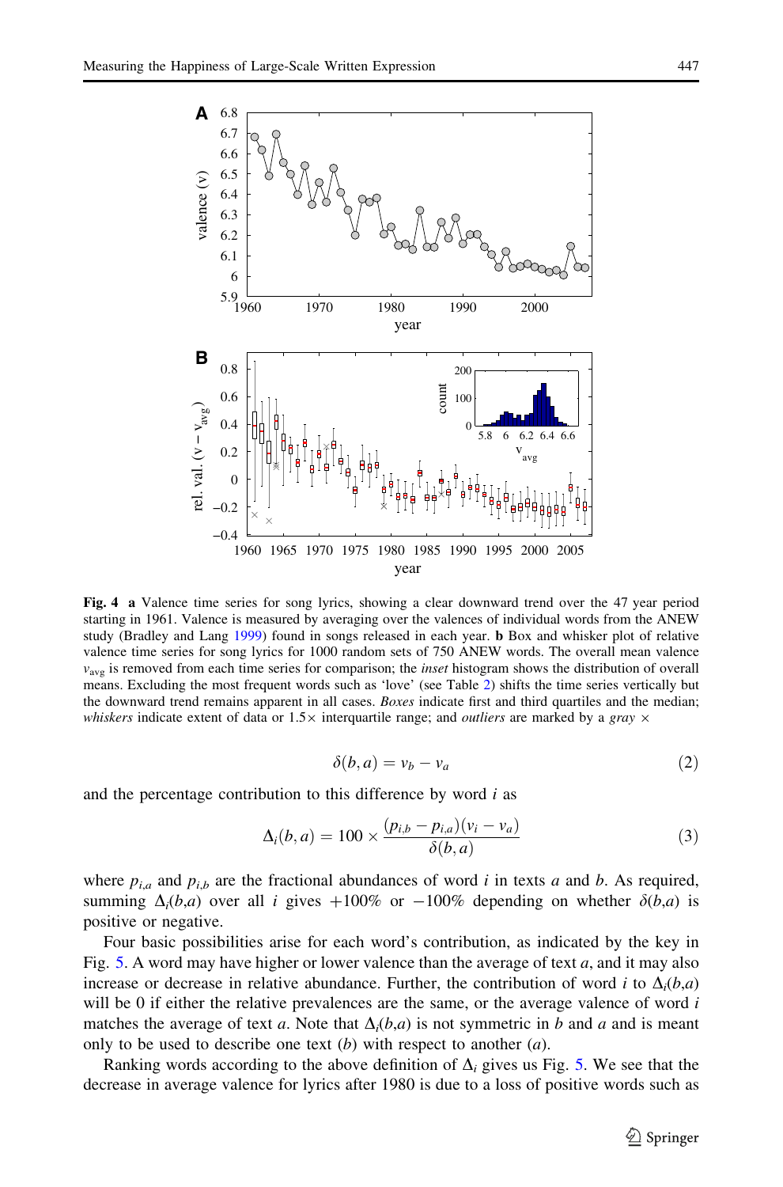**Fig. 4** **a** Valence time series for song lyrics, showing a clear downward trend over the 47 year period starting in 1961. Valence is measured by averaging over the valences of individual words from the ANEW study (Bradley and Lang 1999) found in songs released in each year. **b** Box and whisker plot of relative valence time series for song lyrics for 1000 random sets of 750 ANEW words. The overall mean valence $v_{\text{avg}}$ is removed from each time series for comparison; the *inset* histogram shows the distribution of overall means. Excluding the most frequent words such as 'love' (see Table 2) shifts the time series vertically but the downward trend remains apparent in all cases. *Boxes* indicate first and third quartiles and the median; *whiskers* indicate extent of data or 1.5× interquartile range; and *outliers* are marked by a *gray* ×

$$\delta(b, a) = v_b - v_a \tag{2}$$

and the percentage contribution to this difference by word $i$ as

$$\Delta_i(b, a) = 100 \times \frac{(p_{i,b} - p_{i,a})(v_i - v_a)}{\delta(b, a)} \tag{3}$$

where $p_{i,a}$ and $p_{i,b}$ are the fractional abundances of word $i$ in texts $a$ and $b$. As required, summing $\Delta_i(b,a)$ over all $i$ gives +100% or −100% depending on whether $\delta(b,a)$ is positive or negative.

Four basic possibilities arise for each word's contribution, as indicated by the key in Fig. 5. A word may have higher or lower valence than the average of text $a$, and it may also increase or decrease in relative abundance. Further, the contribution of word $i$ to $\Delta_i(b,a)$ will be 0 if either the relative prevalences are the same, or the average valence of word $i$ matches the average of text $a$. Note that $\Delta_i(b,a)$ is not symmetric in $b$ and $a$ and is meant only to be used to describe one text ($b$) with respect to another ($a$).

Ranking words according to the above definition of $\Delta_i$ gives us Fig. 5. We see that the decrease in average valence for lyrics after 1980 is due to a loss of positive words such as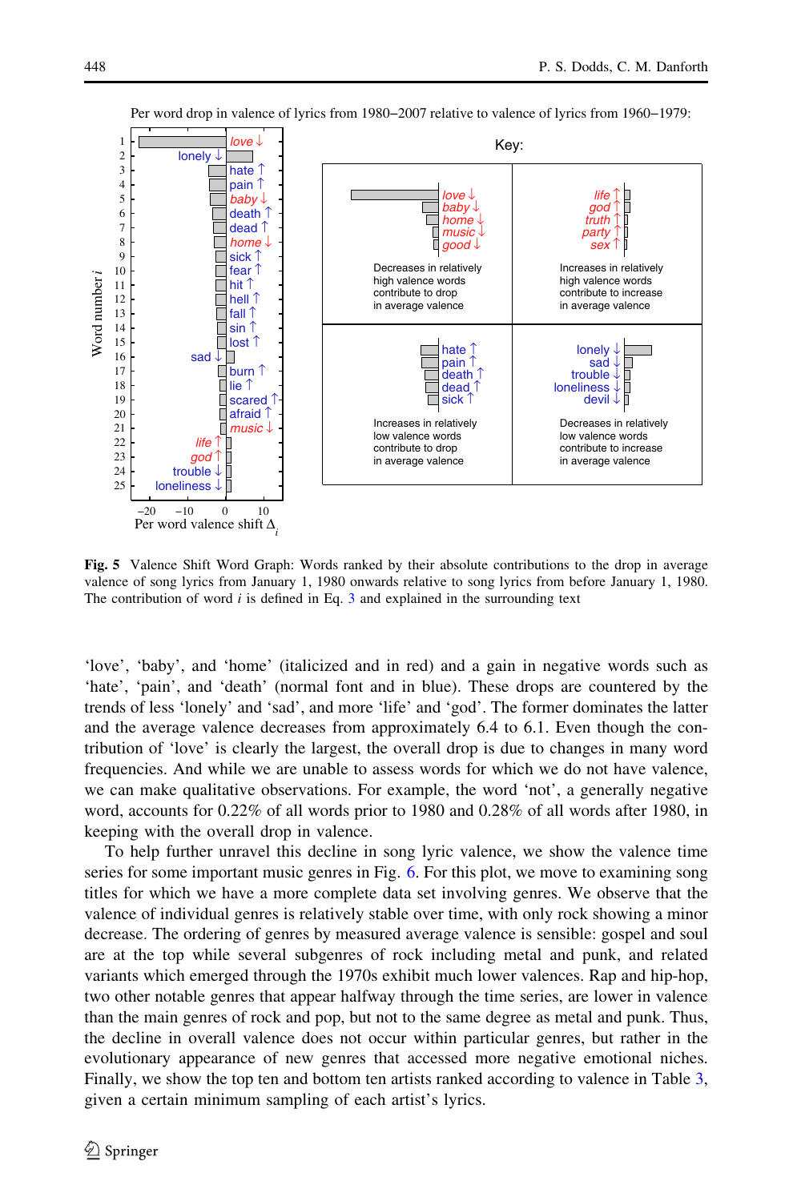Per word drop in valence of lyrics from 1980–2007 relative to valence of lyrics from 1960–1979:

**Fig. 5** Valence Shift Word Graph: Words ranked by their absolute contributions to the drop in average valence of song lyrics from January 1, 1980 onwards relative to song lyrics from before January 1, 1980. The contribution of word $i$ is defined in Eq. 3 and explained in the surrounding text

'love', 'baby', and 'home' (italicized and in red) and a gain in negative words such as 'hate', 'pain', and 'death' (normal font and in blue). These drops are countered by the trends of less 'lonely' and 'sad', and more 'life' and 'god'. The former dominates the latter and the average valence decreases from approximately 6.4 to 6.1. Even though the contribution of 'love' is clearly the largest, the overall drop is due to changes in many word frequencies. And while we are unable to assess words for which we do not have valence, we can make qualitative observations. For example, the word 'not', a generally negative word, accounts for 0.22% of all words prior to 1980 and 0.28% of all words after 1980, in keeping with the overall drop in valence.

To help further unravel this decline in song lyric valence, we show the valence time series for some important music genres in Fig. 6. For this plot, we move to examining song titles for which we have a more complete data set involving genres. We observe that the valence of individual genres is relatively stable over time, with only rock showing a minor decrease. The ordering of genres by measured average valence is sensible: gospel and soul are at the top while several subgenres of rock including metal and punk, and related variants which emerged through the 1970s exhibit much lower valences. Rap and hip-hop, two other notable genres that appear halfway through the time series, are lower in valence than the main genres of rock and pop, but not to the same degree as metal and punk. Thus, the decline in overall valence does not occur within particular genres, but rather in the evolutionary appearance of new genres that accessed more negative emotional niches. Finally, we show the top ten and bottom ten artists ranked according to valence in Table 3, given a certain minimum sampling of each artist's lyrics.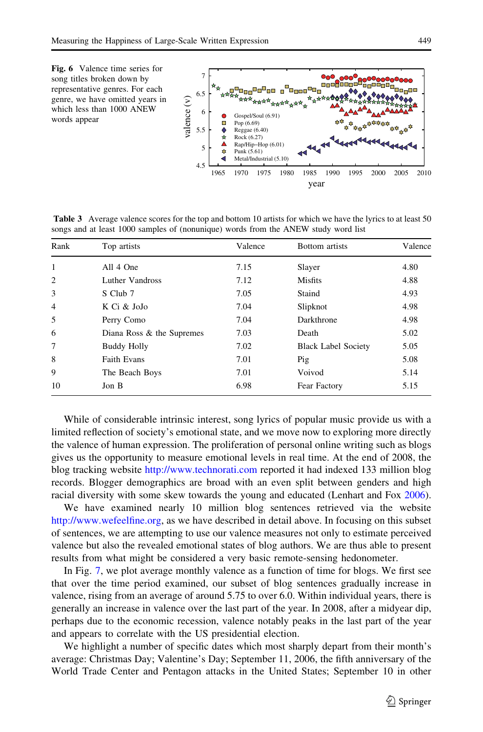**Fig. 6** Valence time series for song titles broken down by representative genres. For each genre, we have omitted years in which less than 1000 ANEW words appear

**Table 3** Average valence scores for the top and bottom 10 artists for which we have the lyrics to at least 50 songs and at least 1000 samples of (nonunique) words from the ANEW study word list

| Rank | Top artists | Valence | Bottom artists | Valence |
|---|---|---|---|---|
| 1 | All 4 One | 7.15 | Slayer | 4.80 |
| 2 | Luther Vandross | 7.12 | Misfits | 4.88 |
| 3 | S Club 7 | 7.05 | Staind | 4.93 |
| 4 | K Ci & JoJo | 7.04 | Slipknot | 4.98 |
| 5 | Perry Como | 7.04 | Darkthrone | 4.98 |
| 6 | Diana Ross & the Supremes | 7.03 | Death | 5.02 |
| 7 | Buddy Holly | 7.02 | Black Label Society | 5.05 |
| 8 | Faith Evans | 7.01 | Pig | 5.08 |
| 9 | The Beach Boys | 7.01 | Voivod | 5.14 |
| 10 | Jon B | 6.98 | Fear Factory | 5.15 |

While of considerable intrinsic interest, song lyrics of popular music provide us with a limited reflection of society's emotional state, and we move now to exploring more directly the valence of human expression. The proliferation of personal online writing such as blogs gives us the opportunity to measure emotional levels in real time. At the end of 2008, the blog tracking website http://www.technorati.com reported it had indexed 133 million blog records. Blogger demographics are broad with an even split between genders and high racial diversity with some skew towards the young and educated (Lenhart and Fox 2006).

We have examined nearly 10 million blog sentences retrieved via the website http://www.wefeelfine.org, as we have described in detail above. In focusing on this subset of sentences, we are attempting to use our valence measures not only to estimate perceived valence but also the revealed emotional states of blog authors. We are thus able to present results from what might be considered a very basic remote-sensing hedonometer.

In Fig. 7, we plot average monthly valence as a function of time for blogs. We first see that over the time period examined, our subset of blog sentences gradually increase in valence, rising from an average of around 5.75 to over 6.0. Within individual years, there is generally an increase in valence over the last part of the year. In 2008, after a midyear dip, perhaps due to the economic recession, valence notably peaks in the last part of the year and appears to correlate with the US presidential election.

We highlight a number of specific dates which most sharply depart from their month's average: Christmas Day; Valentine's Day; September 11, 2006, the fifth anniversary of the World Trade Center and Pentagon attacks in the United States; September 10 in other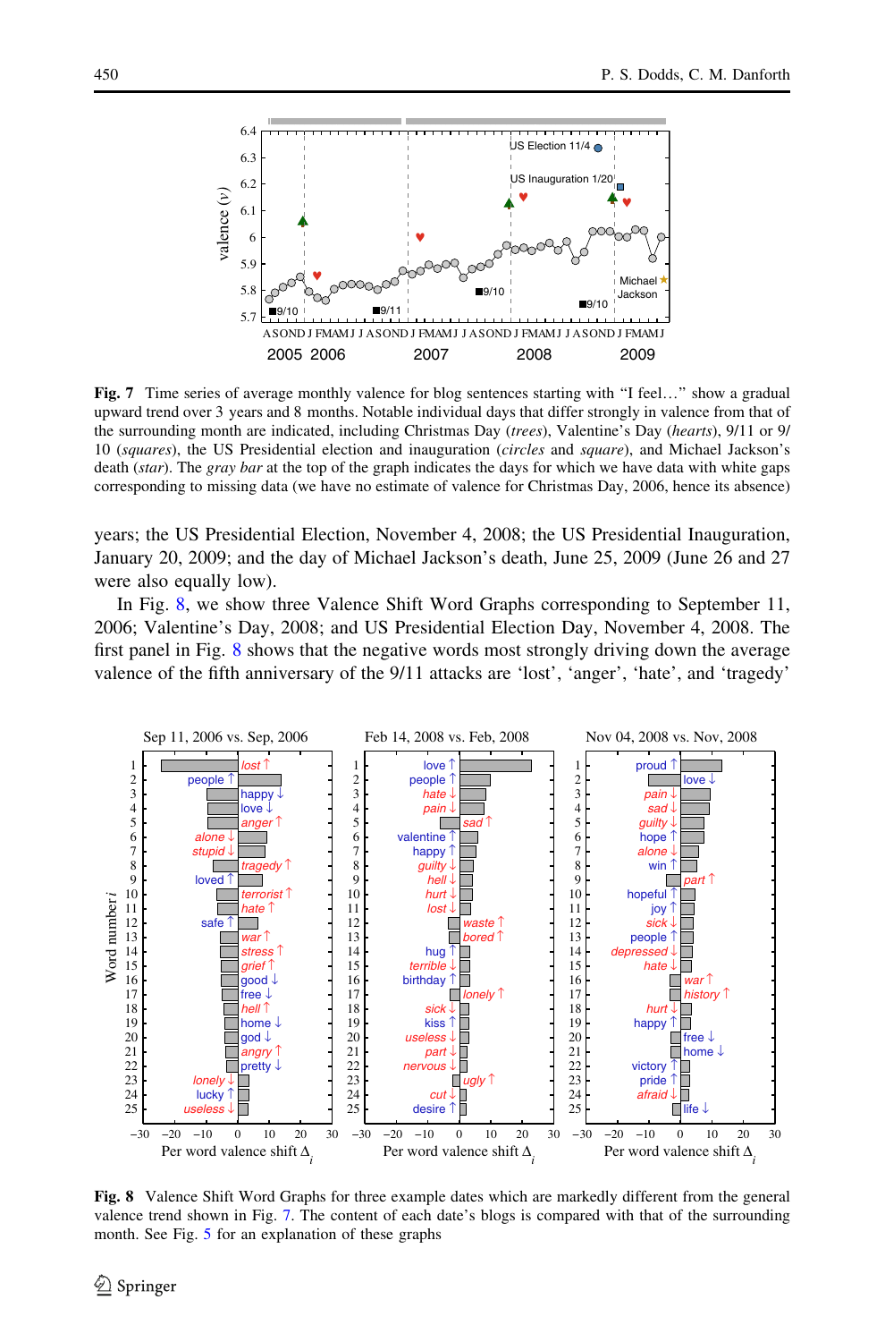**Fig. 7** Time series of average monthly valence for blog sentences starting with "I feel..." show a gradual upward trend over 3 years and 8 months. Notable individual days that differ strongly in valence from that of the surrounding month are indicated, including Christmas Day (*trees*), Valentine's Day (*hearts*), 9/11 or 9/10 (*squares*), the US Presidential election and inauguration (*circles* and *square*), and Michael Jackson's death (*star*). The *gray bar* at the top of the graph indicates the days for which we have data with white gaps corresponding to missing data (we have no estimate of valence for Christmas Day, 2006, hence its absence)

years; the US Presidential Election, November 4, 2008; the US Presidential Inauguration, January 20, 2009; and the day of Michael Jackson's death, June 25, 2009 (June 26 and 27 were also equally low).

In Fig. 8, we show three Valence Shift Word Graphs corresponding to September 11, 2006; Valentine's Day, 2008; and US Presidential Election Day, November 4, 2008. The first panel in Fig. 8 shows that the negative words most strongly driving down the average valence of the fifth anniversary of the 9/11 attacks are 'lost', 'anger', 'hate', and 'tragedy'

**Fig. 8** Valence Shift Word Graphs for three example dates which are markedly different from the general valence trend shown in Fig. 7. The content of each date's blogs is compared with that of the surrounding month. See Fig. 5 for an explanation of these graphs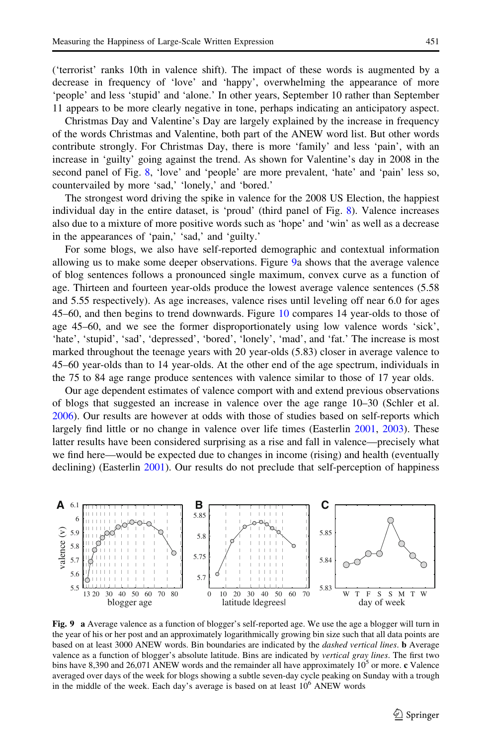('terrorist' ranks 10th in valence shift). The impact of these words is augmented by a decrease in frequency of 'love' and 'happy', overwhelming the appearance of more 'people' and less 'stupid' and 'alone.' In other years, September 10 rather than September 11 appears to be more clearly negative in tone, perhaps indicating an anticipatory aspect.

Christmas Day and Valentine's Day are largely explained by the increase in frequency of the words Christmas and Valentine, both part of the ANEW word list. But other words contribute strongly. For Christmas Day, there is more 'family' and less 'pain', with an increase in 'guilty' going against the trend. As shown for Valentine's day in 2008 in the second panel of Fig. 8, 'love' and 'people' are more prevalent, 'hate' and 'pain' less so, countervailed by more 'sad,' 'lonely,' and 'bored.'

The strongest word driving the spike in valence for the 2008 US Election, the happiest individual day in the entire dataset, is 'proud' (third panel of Fig. 8). Valence increases also due to a mixture of more positive words such as 'hope' and 'win' as well as a decrease in the appearances of 'pain,' 'sad,' and 'guilty.'

For some blogs, we also have self-reported demographic and contextual information allowing us to make some deeper observations. Figure 9a shows that the average valence of blog sentences follows a pronounced single maximum, convex curve as a function of age. Thirteen and fourteen year-olds produce the lowest average valence sentences (5.58 and 5.55 respectively). As age increases, valence rises until leveling off near 6.0 for ages 45–60, and then begins to trend downwards. Figure 10 compares 14 year-olds to those of age 45–60, and we see the former disproportionately using low valence words 'sick', 'hate', 'stupid', 'sad', 'depressed', 'bored', 'lonely', 'mad', and 'fat.' The increase is most marked throughout the teenage years with 20 year-olds (5.83) closer in average valence to 45–60 year-olds than to 14 year-olds. At the other end of the age spectrum, individuals in the 75 to 84 age range produce sentences with valence similar to those of 17 year olds.

Our age dependent estimates of valence comport with and extend previous observations of blogs that suggested an increase in valence over the age range 10–30 (Schler et al. 2006). Our results are however at odds with those of studies based on self-reports which largely find little or no change in valence over life times (Easterlin 2001, 2003). These latter results have been considered surprising as a rise and fall in valence—precisely what we find here—would be expected due to changes in income (rising) and health (eventually declining) (Easterlin 2001). Our results do not preclude that self-perception of happiness

**Fig. 9** **a** Average valence as a function of blogger's self-reported age. We use the age a blogger will turn in the year of his or her post and an approximately logarithmically growing bin size such that all data points are based on at least 3000 ANEW words. Bin boundaries are indicated by the *dashed vertical lines*. **b** Average valence as a function of blogger's absolute latitude. Bins are indicated by *vertical gray lines*. The first two bins have 8,390 and 26,071 ANEW words and the remainder all have approximately $10^5$ or more. **c** Valence averaged over days of the week for blogs showing a subtle seven-day cycle peaking on Sunday with a trough in the middle of the week. Each day's average is based on at least $10^6$ ANEW words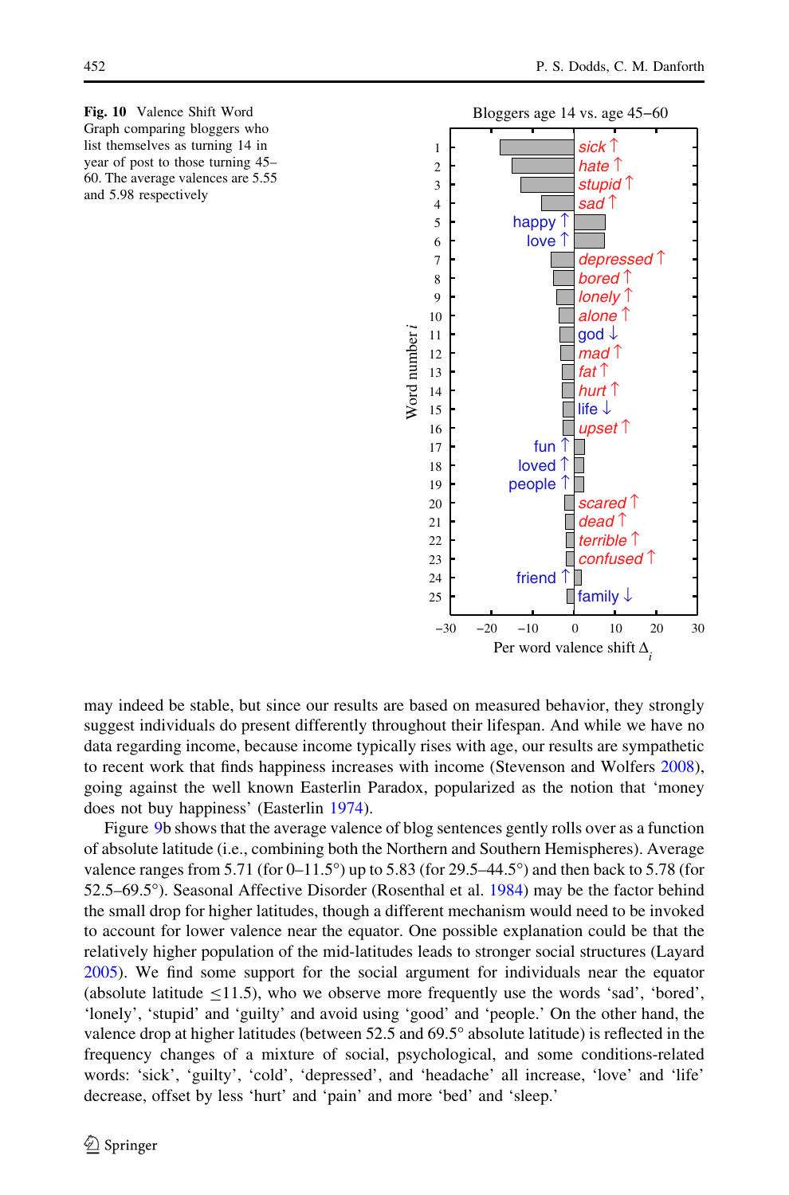**Fig. 10** Valence Shift Word Graph comparing bloggers who list themselves as turning 14 in year of post to those turning 45–60. The average valences are 5.55 and 5.98 respectively

may indeed be stable, but since our results are based on measured behavior, they strongly suggest individuals do present differently throughout their lifespan. And while we have no data regarding income, because income typically rises with age, our results are sympathetic to recent work that finds happiness increases with income (Stevenson and Wolfers 2008), going against the well known Easterlin Paradox, popularized as the notion that 'money does not buy happiness' (Easterlin 1974).

Figure 9b shows that the average valence of blog sentences gently rolls over as a function of absolute latitude (i.e., combining both the Northern and Southern Hemispheres). Average valence ranges from 5.71 (for 0–11.5°) up to 5.83 (for 29.5–44.5°) and then back to 5.78 (for 52.5–69.5°). Seasonal Affective Disorder (Rosenthal et al. 1984) may be the factor behind the small drop for higher latitudes, though a different mechanism would need to be invoked to account for lower valence near the equator. One possible explanation could be that the relatively higher population of the mid-latitudes leads to stronger social structures (Layard 2005). We find some support for the social argument for individuals near the equator (absolute latitude $\leq$11.5), who we observe more frequently use the words 'sad', 'bored', 'lonely', 'stupid' and 'guilty' and avoid using 'good' and 'people.' On the other hand, the valence drop at higher latitudes (between 52.5 and 69.5° absolute latitude) is reflected in the frequency changes of a mixture of social, psychological, and some conditions-related words: 'sick', 'guilty', 'cold', 'depressed', and 'headache' all increase, 'love' and 'life' decrease, offset by less 'hurt' and 'pain' and more 'bed' and 'sleep.'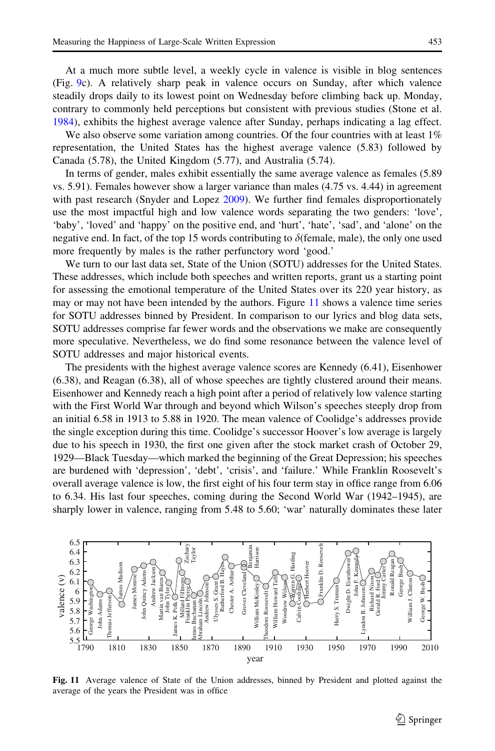At a much more subtle level, a weekly cycle in valence is visible in blog sentences (Fig. 9c). A relatively sharp peak in valence occurs on Sunday, after which valence steadily drops daily to its lowest point on Wednesday before climbing back up. Monday, contrary to commonly held perceptions but consistent with previous studies (Stone et al. 1984), exhibits the highest average valence after Sunday, perhaps indicating a lag effect.

We also observe some variation among countries. Of the four countries with at least 1% representation, the United States has the highest average valence (5.83) followed by Canada (5.78), the United Kingdom (5.77), and Australia (5.74).

In terms of gender, males exhibit essentially the same average valence as females (5.89 vs. 5.91). Females however show a larger variance than males (4.75 vs. 4.44) in agreement with past research (Snyder and Lopez 2009). We further find females disproportionately use the most impactful high and low valence words separating the two genders: 'love', 'baby', 'loved' and 'happy' on the positive end, and 'hurt', 'hate', 'sad', and 'alone' on the negative end. In fact, of the top 15 words contributing to $\delta$(female, male), the only one used more frequently by males is the rather perfunctory word 'good.'

We turn to our last data set, State of the Union (SOTU) addresses for the United States. These addresses, which include both speeches and written reports, grant us a starting point for assessing the emotional temperature of the United States over its 220 year history, as may or may not have been intended by the authors. Figure 11 shows a valence time series for SOTU addresses binned by President. In comparison to our lyrics and blog data sets, SOTU addresses comprise far fewer words and the observations we make are consequently more speculative. Nevertheless, we do find some resonance between the valence level of SOTU addresses and major historical events.

The presidents with the highest average valence scores are Kennedy (6.41), Eisenhower (6.38), and Reagan (6.38), all of whose speeches are tightly clustered around their means. Eisenhower and Kennedy reach a high point after a period of relatively low valence starting with the First World War through and beyond which Wilson's speeches steeply drop from an initial 6.58 in 1913 to 5.88 in 1920. The mean valence of Coolidge's addresses provide the single exception during this time. Coolidge's successor Hoover's low average is largely due to his speech in 1930, the first one given after the stock market crash of October 29, 1929—Black Tuesday—which marked the beginning of the Great Depression; his speeches are burdened with 'depression', 'debt', 'crisis', and 'failure.' While Franklin Roosevelt's overall average valence is low, the first eight of his four term stay in office range from 6.06 to 6.34. His last four speeches, coming during the Second World War (1942–1945), are sharply lower in valence, ranging from 5.48 to 5.60; 'war' naturally dominates these later

**Fig. 11** Average valence of State of the Union addresses, binned by President and plotted against the average of the years the President was in office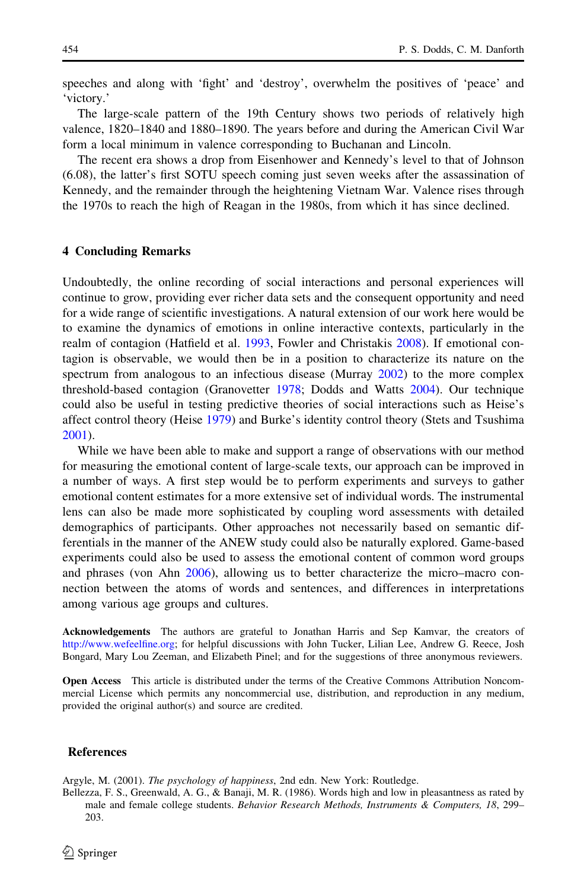speeches and along with 'fight' and 'destroy', overwhelm the positives of 'peace' and 'victory.'

The large-scale pattern of the 19th Century shows two periods of relatively high valence, 1820–1840 and 1880–1890. The years before and during the American Civil War form a local minimum in valence corresponding to Buchanan and Lincoln.

The recent era shows a drop from Eisenhower and Kennedy's level to that of Johnson (6.08), the latter's first SOTU speech coming just seven weeks after the assassination of Kennedy, and the remainder through the heightening Vietnam War. Valence rises through the 1970s to reach the high of Reagan in the 1980s, from which it has since declined.

## 4 Concluding Remarks

Undoubtedly, the online recording of social interactions and personal experiences will continue to grow, providing ever richer data sets and the consequent opportunity and need for a wide range of scientific investigations. A natural extension of our work here would be to examine the dynamics of emotions in online interactive contexts, particularly in the realm of contagion (Hatfield et al. 1993, Fowler and Christakis 2008). If emotional contagion is observable, we would then be in a position to characterize its nature on the spectrum from analogous to an infectious disease (Murray 2002) to the more complex threshold-based contagion (Granovetter 1978; Dodds and Watts 2004). Our technique could also be useful in testing predictive theories of social interactions such as Heise's affect control theory (Heise 1979) and Burke's identity control theory (Stets and Tsushima 2001).

While we have been able to make and support a range of observations with our method for measuring the emotional content of large-scale texts, our approach can be improved in a number of ways. A first step would be to perform experiments and surveys to gather emotional content estimates for a more extensive set of individual words. The instrumental lens can also be made more sophisticated by coupling word assessments with detailed demographics of participants. Other approaches not necessarily based on semantic differentials in the manner of the ANEW study could also be naturally explored. Game-based experiments could also be used to assess the emotional content of common word groups and phrases (von Ahn 2006), allowing us to better characterize the micro–macro connection between the atoms of words and sentences, and differences in interpretations among various age groups and cultures.

**Acknowledgements** The authors are grateful to Jonathan Harris and Sep Kamvar, the creators of http://www.wefeelfine.org; for helpful discussions with John Tucker, Lilian Lee, Andrew G. Reece, Josh Bongard, Mary Lou Zeeman, and Elizabeth Pinel; and for the suggestions of three anonymous reviewers.

**Open Access** This article is distributed under the terms of the Creative Commons Attribution Noncommercial License which permits any noncommercial use, distribution, and reproduction in any medium, provided the original author(s) and source are credited.

## References

Argyle, M. (2001). *The psychology of happiness*, 2nd edn. New York: Routledge.

Bellezza, F. S., Greenwald, A. G., & Banaji, M. R. (1986). Words high and low in pleasantness as rated by male and female college students. *Behavior Research Methods, Instruments & Computers, 18*, 299–203.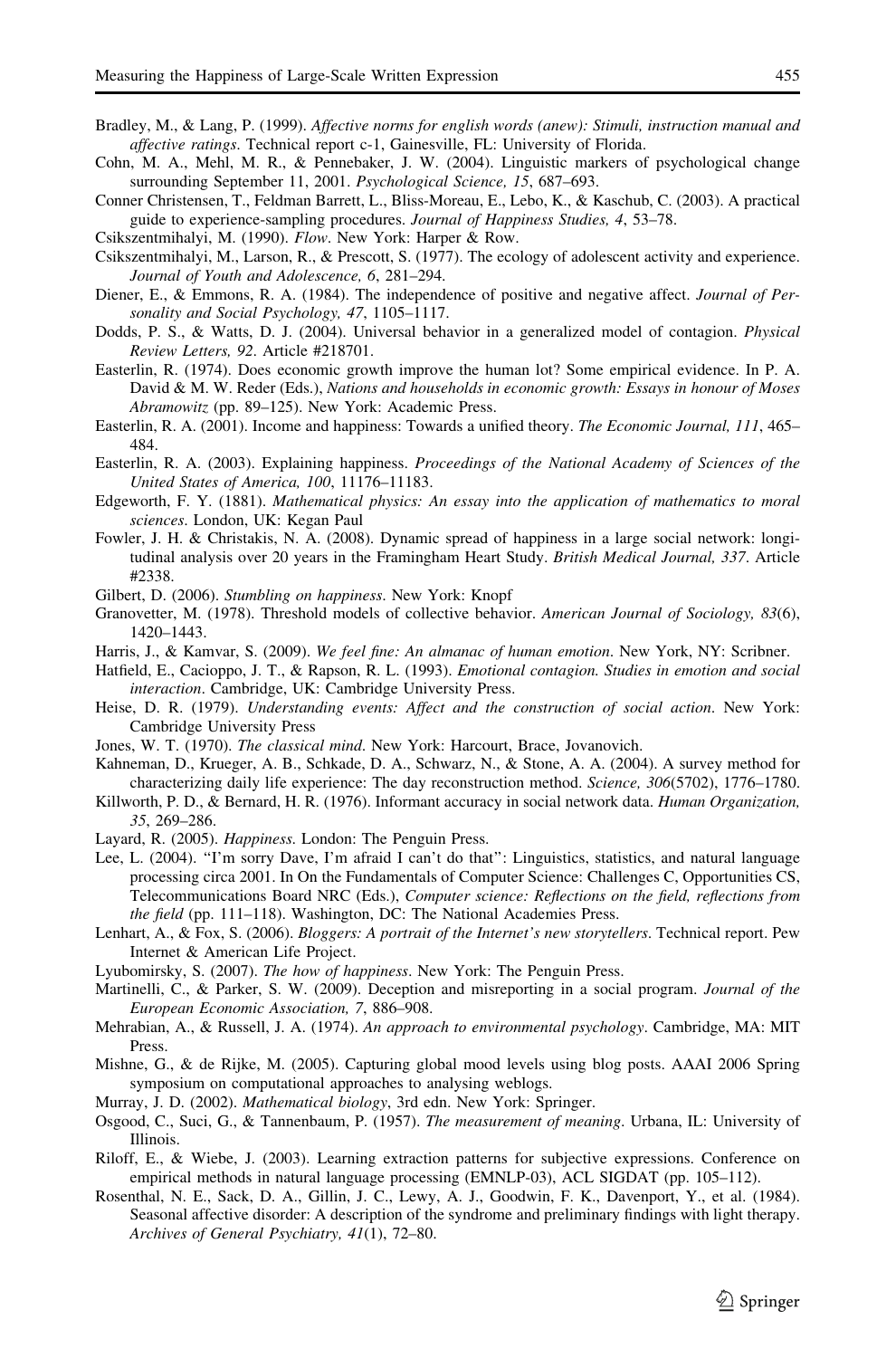Bradley, M., & Lang, P. (1999). *Affective norms for english words (anew): Stimuli, instruction manual and affective ratings*. Technical report c-1, Gainesville, FL: University of Florida.

Cohn, M. A., Mehl, M. R., & Pennebaker, J. W. (2004). Linguistic markers of psychological change surrounding September 11, 2001. *Psychological Science, 15*, 687–693.

Conner Christensen, T., Feldman Barrett, L., Bliss-Moreau, E., Lebo, K., & Kaschub, C. (2003). A practical guide to experience-sampling procedures. *Journal of Happiness Studies, 4*, 53–78.

Csikszentmihalyi, M. (1990). *Flow*. New York: Harper & Row.

Csikszentmihalyi, M., Larson, R., & Prescott, S. (1977). The ecology of adolescent activity and experience. *Journal of Youth and Adolescence, 6*, 281–294.

Diener, E., & Emmons, R. A. (1984). The independence of positive and negative affect. *Journal of Personality and Social Psychology, 47*, 1105–1117.

Dodds, P. S., & Watts, D. J. (2004). Universal behavior in a generalized model of contagion. *Physical Review Letters, 92*. Article #218701.

Easterlin, R. (1974). Does economic growth improve the human lot? Some empirical evidence. In P. A. David & M. W. Reder (Eds.), *Nations and households in economic growth: Essays in honour of Moses Abramowitz* (pp. 89–125). New York: Academic Press.

Easterlin, R. A. (2001). Income and happiness: Towards a unified theory. *The Economic Journal, 111*, 465–484.

Easterlin, R. A. (2003). Explaining happiness. *Proceedings of the National Academy of Sciences of the United States of America, 100*, 11176–11183.

Edgeworth, F. Y. (1881). *Mathematical physics: An essay into the application of mathematics to moral sciences*. London, UK: Kegan Paul

Fowler, J. H. & Christakis, N. A. (2008). Dynamic spread of happiness in a large social network: longitudinal analysis over 20 years in the Framingham Heart Study. *British Medical Journal, 337*. Article #2338.

Gilbert, D. (2006). *Stumbling on happiness*. New York: Knopf

Granovetter, M. (1978). Threshold models of collective behavior. *American Journal of Sociology, 83*(6), 1420–1443.

Harris, J., & Kamvar, S. (2009). *We feel fine: An almanac of human emotion*. New York, NY: Scribner.

Hatfield, E., Cacioppo, J. T., & Rapson, R. L. (1993). *Emotional contagion. Studies in emotion and social interaction*. Cambridge, UK: Cambridge University Press.

Heise, D. R. (1979). *Understanding events: Affect and the construction of social action*. New York: Cambridge University Press

Jones, W. T. (1970). *The classical mind*. New York: Harcourt, Brace, Jovanovich.

Kahneman, D., Krueger, A. B., Schkade, D. A., Schwarz, N., & Stone, A. A. (2004). A survey method for characterizing daily life experience: The day reconstruction method. *Science, 306*(5702), 1776–1780.

Killworth, P. D., & Bernard, H. R. (1976). Informant accuracy in social network data. *Human Organization, 35*, 269–286.

Layard, R. (2005). *Happiness*. London: The Penguin Press.

Lee, L. (2004). "I'm sorry Dave, I'm afraid I can't do that": Linguistics, statistics, and natural language processing circa 2001. In On the Fundamentals of Computer Science: Challenges C, Opportunities CS, Telecommunications Board NRC (Eds.), *Computer science: Reflections on the field, reflections from the field* (pp. 111–118). Washington, DC: The National Academies Press.

Lenhart, A., & Fox, S. (2006). *Bloggers: A portrait of the Internet's new storytellers*. Technical report. Pew Internet & American Life Project.

Lyubomirsky, S. (2007). *The how of happiness*. New York: The Penguin Press.

Martinelli, C., & Parker, S. W. (2009). Deception and misreporting in a social program. *Journal of the European Economic Association, 7*, 886–908.

Mehrabian, A., & Russell, J. A. (1974). *An approach to environmental psychology*. Cambridge, MA: MIT Press.

Mishne, G., & de Rijke, M. (2005). Capturing global mood levels using blog posts. AAAI 2006 Spring symposium on computational approaches to analysing weblogs.

Murray, J. D. (2002). *Mathematical biology*, 3rd edn. New York: Springer.

Osgood, C., Suci, G., & Tannenbaum, P. (1957). *The measurement of meaning*. Urbana, IL: University of Illinois.

Riloff, E., & Wiebe, J. (2003). Learning extraction patterns for subjective expressions. Conference on empirical methods in natural language processing (EMNLP-03), ACL SIGDAT (pp. 105–112).

Rosenthal, N. E., Sack, D. A., Gillin, J. C., Lewy, A. J., Goodwin, F. K., Davenport, Y., et al. (1984). Seasonal affective disorder: A description of the syndrome and preliminary findings with light therapy. *Archives of General Psychiatry, 41*(1), 72–80.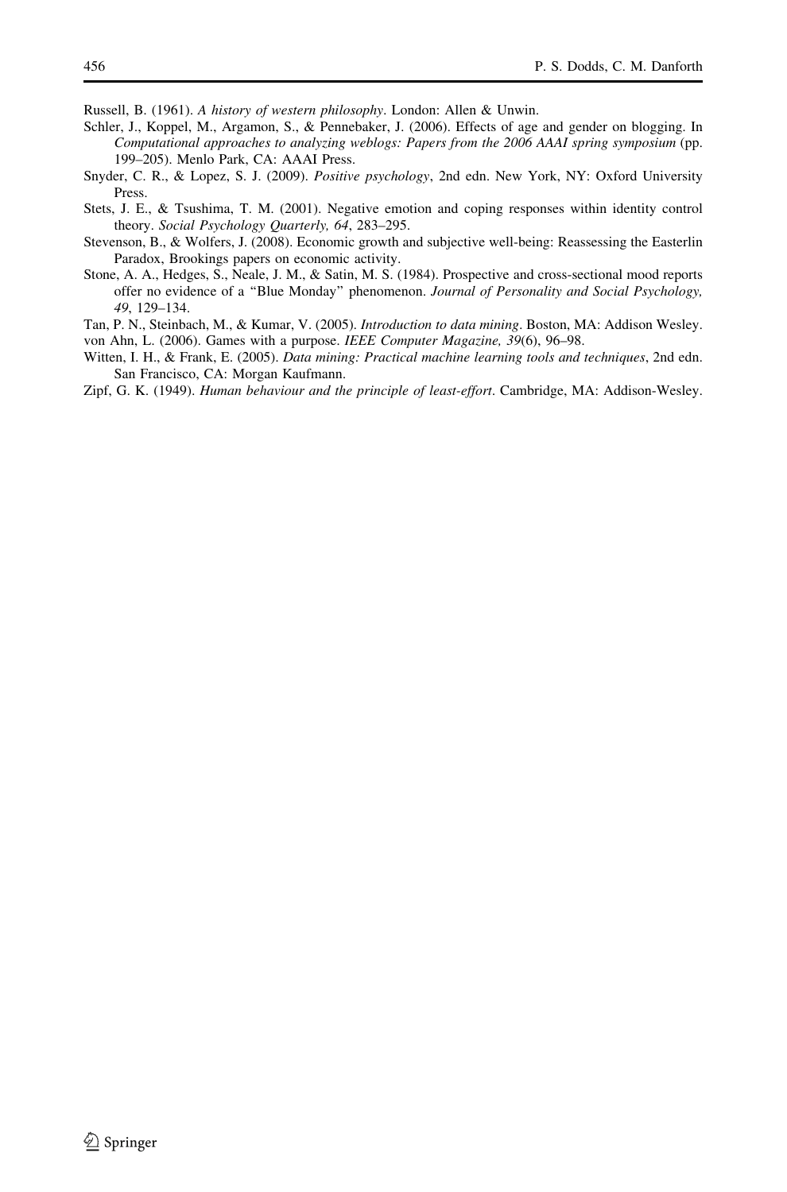Russell, B. (1961). *A history of western philosophy*. London: Allen & Unwin.

Schler, J., Koppel, M., Argamon, S., & Pennebaker, J. (2006). Effects of age and gender on blogging. In *Computational approaches to analyzing weblogs: Papers from the 2006 AAAI spring symposium* (pp. 199–205). Menlo Park, CA: AAAI Press.

Snyder, C. R., & Lopez, S. J. (2009). *Positive psychology*, 2nd edn. New York, NY: Oxford University Press.

Stets, J. E., & Tsushima, T. M. (2001). Negative emotion and coping responses within identity control theory. *Social Psychology Quarterly, 64*, 283–295.

Stevenson, B., & Wolfers, J. (2008). Economic growth and subjective well-being: Reassessing the Easterlin Paradox, Brookings papers on economic activity.

Stone, A. A., Hedges, S., Neale, J. M., & Satin, M. S. (1984). Prospective and cross-sectional mood reports offer no evidence of a "Blue Monday" phenomenon. *Journal of Personality and Social Psychology, 49*, 129–134.

Tan, P. N., Steinbach, M., & Kumar, V. (2005). *Introduction to data mining*. Boston, MA: Addison Wesley.

von Ahn, L. (2006). Games with a purpose. *IEEE Computer Magazine, 39*(6), 96–98.

Witten, I. H., & Frank, E. (2005). *Data mining: Practical machine learning tools and techniques*, 2nd edn. San Francisco, CA: Morgan Kaufmann.

Zipf, G. K. (1949). *Human behaviour and the principle of least-effort*. Cambridge, MA: Addison-Wesley.